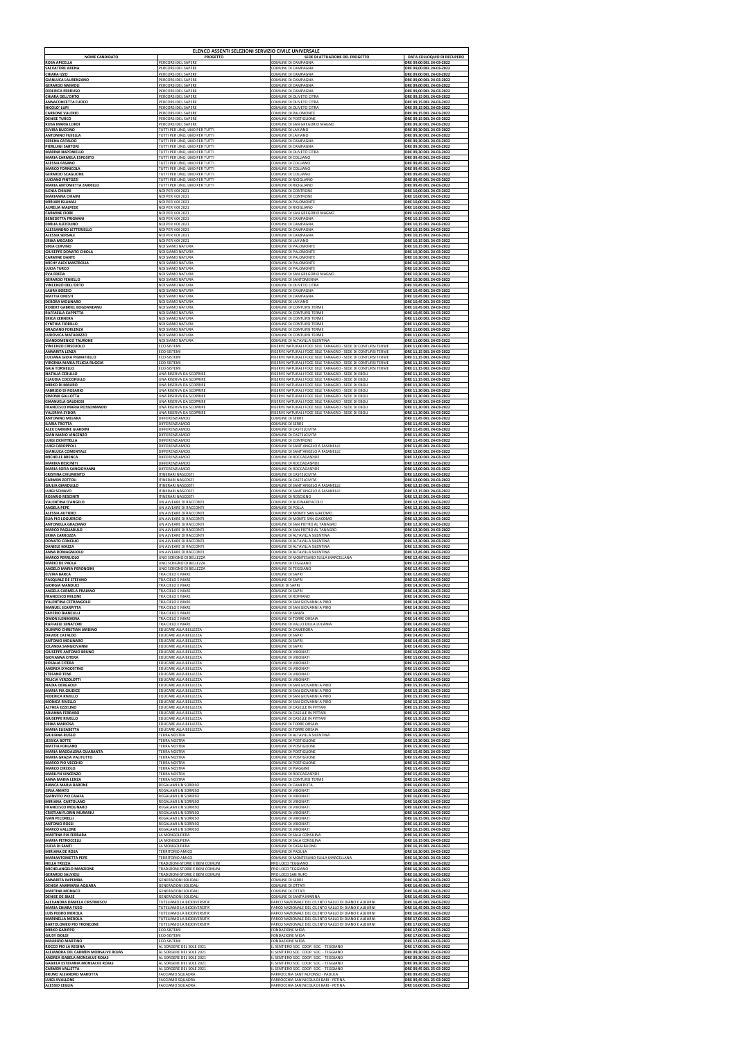# ELENCO ASSENTI SELEZIONI SERVIZIO CIVILE UNIVERSALE

| NOME CANDIDATO | PROGETTO | SEDE DI ATTUAZIONE DEL PROGETTO | DATA COLLOQUIO DI RECUPERO |
|---|---|---|---|
| ROSA APICELLA | PERCORSI DEL SAPERE | COMUNE DI CAMPAGNA | ORE 09,00 DEL 24-03-2022 |
| SALVATORE ARENA | PERCORSI DEL SAPERE | COMUNE DI CAMPAGNA | ORE 09,00 DEL 24-03-2022 |
| CHIARA IZZO | PERCORSI DEL SAPERE | COMUNE DI CAMPAGNA | ORE 09,00 DEL 24-03-2022 |
| GIANLUCA LAURENZANO | PERCORSI DEL SAPERE | COMUNE DI CAMPAGNA | ORE 09,00 DEL 24-03-2022 |
| GERARDO NAIMOLI | PERCORSI DEL SAPERE | COMUNE DI CAMPAGNA | ORE 09,00 DEL 24-03-2022 |
| FEDERICA PERRUSO | PERCORSI DEL SAPERE | COMUNE DI CAMPAGNA | ORE 09,00 DEL 24-03-2022 |
| CHIARA DELL'ORTO | PERCORSI DEL SAPERE | COMUNE DI OLIVETO CITRA | ORE 09,15 DEL 24-03-2022 |
| ANNACONCETTA FUOCO | PERCORSI DEL SAPERE | COMUNE DI OLIVETO CITRA | ORE 09,15 DEL 24-03-2022 |
| NICOLO' LUPI | PERCORSI DEL SAPERE | COMUNE DI OLIVETO CITRA | ORE 09,15 DEL 24-03-2022 |
| CARBONE VALERIO | PERCORSI DEL SAPERE | COMUNE DI PALOMONTE | ORE 09,15 DEL 24-03-2022 |
| DENISE TURCO | PERCORSI DEL SAPERE | COMUNE DI POSTIGLIONE | ORE 09,15 DEL 24-03-2022 |
| ROSA MARIA LORDI | PERCORSI DEL SAPERE | COMUNE DI SAN GREGORIO MAGNO | ORE 09,30 DEL 24-03-2022 |
| ELVIRA BUCCINO | TUTTI PER UNO, UNO PER TUTTI | COMUNE DI LAVIANO | ORE 09,30 DEL 24-03-2022 |
| ANTONINO FUSELLA | TUTTI PER UNO, UNO PER TUTTI | COMUNE DI LAVIANO | ORE 09,30 DEL 24-03-2022 |
| SERENA CATALDO | TUTTI PER UNO, UNO PER TUTTI | COMUNE DI CAMPAGNA | ORE 09,30 DEL 24-03-2022 |
| PIERLUIGI SARTORI | TUTTI PER UNO, UNO PER TUTTI | COMUNE DI CAMPAGNA | ORE 09,30 DEL 24-03-2022 |
| MARINA NAPONIELLO | TUTTI PER UNO, UNO PER TUTTI | COMUNE DI OLIVETO CITRA | ORE 09,30 DEL 24-03-2022 |
| MARIA CARMELA ESPOSITO | TUTTI PER UNO, UNO PER TUTTI | COMUNE DI COLLIANO | ORE 09,45 DEL 24-03-2022 |
| ALESSIA FASANO | TUTTI PER UNO, UNO PER TUTTI | COMUNE DI COLLIANO | ORE 09,45 DEL 24-03-2022 |
| MARCO FORNICOLA | TUTTI PER UNO, UNO PER TUTTI | COMUNE DI COLLIANO | ORE 09,45 DEL 24-03-2022 |
| GERARDO SCAGLIONE | TUTTI PER UNO, UNO PER TUTTI | COMUNE DI COLLIANO | ORE 09,45 DEL 24-03-2022 |
| LUCIANO PINTOZZI | TUTTI PER UNO, UNO PER TUTTI | COMUNE DI RICIGLIANO | ORE 09,45 DEL 24-03-2022 |
| MARIA ANTONIETTA ZARRILLO | TUTTI PER UNO, UNO PER TUTTI | COMUNE DI RICIGLIANO | ORE 09,45 DEL 24-03-2022 |
| ILENIA CHIAINI | NOI PER VOI 2021 | COMUNE DI CONTRONE | ORE 10,00 DEL 24-03-2022 |
| MARIANNA CHIAINI | NOI PER VOI 2021 | COMUNE DI CONTRONE | ORE 10,00 DEL 24-03-2022 |
| MIRIAM ISLAMAJ | NOI PER VOI 2021 | COMUNE DI PALOMONTE | ORE 10,00 DEL 24-03-2022 |
| AURELIA MALPEDE | NOI PER VOI 2021 | COMUNE DI RICIGLIANO | ORE 10,00 DEL 24-03-2022 |
| CARMINE FIORE | NOI PER VOI 2021 | COMUNE DI SAN GREGORIO MAGNO | ORE 10,00 DEL 24-03-2022 |
| BENEDETTA FRIGNANI | NOI PER VOI 2021 | COMUNE DI CAMPAGNA | ORE 10,15 DEL 24-03-2022 |
| EMILIA IUZZOLINO | NOI PER VOI 2021 | COMUNE DI CAMPAGNA | ORE 10,15 DEL 24-03-2022 |
| ALESSANDRO LETTERIELLO | NOI PER VOI 2021 | COMUNE DI CAMPAGNA | ORE 10,15 DEL 24-03-2022 |
| ALESSIA SERSALE | NOI PER VOI 2021 | COMUNE DI CAMPAGNA | ORE 10,15 DEL 24-03-2022 |
| ERIKA MEGARO | NOI PER VOI 2021 | COMUNE DI LAVIANO | ORE 10,15 DEL 24-03-2022 |
| SIRIA CERVINO | NOI SIAMO NATURA | COMUNE DI PALOMONTE | ORE 10,15 DEL 24-03-2022 |
| GIUSEPPE DONATO CHIOLA | NOI SIAMO NATURA | COMUNE DI PALOMONTE | ORE 10,30 DEL 24-03-2022 |
| CARMINE DANTE | NOI SIAMO NATURA | COMUNE DI PALOMONTE | ORE 10,30 DEL 24-03-2022 |
| MICHY ALEX MASTROLIA | NOI SIAMO NATURA | COMUNE DI PALOMONTE | ORE 10,30 DEL 24-03-2022 |
| LUCIA TURCO | NOI SIAMO NATURA | COMUNE DI PALOMONTE | ORE 10,30 DEL 24-03-2022 |
| EVA FREDA | NOI SIAMO NATURA | COMUNE DI SAN GREGORIO MAGNO | ORE 10,30 DEL 24-03-2022 |
| GERARDO FENIELLO | NOI SIAMO NATURA | COMUNE DI SANTOMENNA | ORE 10,30 DEL 24-03-2022 |
| VINCENZO DELL'ORTO | NOI SIAMO NATURA | COMUNE DI OLIVETO CITRA | ORE 10,45 DEL 24-03-2022 |
| LAURA BOEZIO | NOI SIAMO NATURA | COMUNE DI CAMPAGNA | ORE 10,45 DEL 24-03-2022 |
| MATTIA ONESTI | NOI SIAMO NATURA | COMUNE DI CAMPAGNA | ORE 10,45 DEL 24-03-2022 |
| DEBORA MOLINARO | NOI SIAMO NATURA | COMUNE DI LAVIANO | ORE 10,45 DEL 24-03-2022 |
| ROBERT GABRIEL BOGDANEANU | NOI SIAMO NATURA | COMUNE DI CONTURSI TERME | ORE 10,45 DEL 24-03-2022 |
| RAFFAELLA CAPPETTA | NOI SIAMO NATURA | COMUNE DI CONTURSI TERME | ORE 10,45 DEL 24-03-2022 |
| ERICA CERNERA | NOI SIAMO NATURA | COMUNE DI CONTURSI TERME | ORE 11,00 DEL 24-03-2022 |
| CYNTHIA FIORILLO | NOI SIAMO NATURA | COMUNE DI CONTURSI TERME | ORE 11,00 DEL 24-03-2022 |
| GRAZIANO FORLENZA | NOI SIAMO NATURA | COMUNE DI CONTURSI TERME | ORE 11,00 DEL 24-03-2022 |
| LUDOVICA MATARAZZO | NOI SIAMO NATURA | COMUNE DI CONTURSI TERME | ORE 11,00 DEL 24-03-2022 |
| GIANDOMENICO TAURONE | NOI SIAMO NATURA | COMUNE DI ALTAVILLA SILENTINA | ORE 11,00 DEL 24-03-2022 |
| VINCENZO CRISCUOLO | ECO-SISTEMI | RISERVE NATURALI FOCE SELE TANAGRO - SEDE DI CONTURSI TERME | ORE 11,00 DEL 24-03-2022 |
| ANNARITA LENZA | ECO-SISTEMI | RISERVE NATURALI FOCE SELE TANAGRO - SEDE DI CONTURSI TERME | ORE 11,15 DEL 24-03-2022 |
| LUCIANA GIOIA PIGNATIELLO | ECO-SISTEMI | RISERVE NATURALI FOCE SELE TANAGRO - SEDE DI CONTURSI TERME | ORE 11,15 DEL 24-03-2022 |
| VIRGINIA MARIA FELICIA RUGGIA | ECO-SISTEMI | RISERVE NATURALI FOCE SELE TANAGRO - SEDE DI CONTURSI TERME | ORE 11,15 DEL 24-03-2022 |
| GAIA TORSIELLO | ECO-SISTEMI | RISERVE NATURALI FOCE SELE TANAGRO - SEDE DI CONTURSI TERME | ORE 11,15 DEL 24-03-2022 |
| NATALIA CERULLO | UNA RISERVA DA SCOPRIRE | RISERVE NATURALI FOCE SELE TANAGRO - SEDE DI EBOLI | ORE 11,15 DEL 24-03-2022 |
| CLAUDIA COCCORULLO | UNA RISERVA DA SCOPRIRE | RISERVE NATURALI FOCE SELE TANAGRO - SEDE DI EBOLI | ORE 11,15 DEL 24-03-2022 |
| MIRKO DI MAURO | UNA RISERVA DA SCOPRIRE | RISERVE NATURALI FOCE SELE TANAGRO - SEDE DI EBOLI | ORE 11,30 DEL 24-03-2022 |
| FABRIZIO DI ROSARIO | UNA RISERVA DA SCOPRIRE | RISERVE NATURALI FOCE SELE TANAGRO - SEDE DI EBOLI | ORE 11,30 DEL 24-03-2022 |
| SIMONA GALLOTTA | UNA RISERVA DA SCOPRIRE | RISERVE NATURALI FOCE SELE TANAGRO - SEDE DI EBOLI | ORE 11,30 DEL 24-03-2022 |
| EMANUELA GAUDIOSI | UNA RISERVA DA SCOPRIRE | RISERVE NATURALI FOCE SELE TANAGRO - SEDE DI EBOLI | ORE 11,30 DEL 24-03-2022 |
| FRANCESCO MARIA ROSSOMANDO | UNA RISERVA DA SCOPRIRE | RISERVE NATURALI FOCE SELE TANAGRO - SEDE DI EBOLI | ORE 11,30 DEL 24-03-2022 |
| VALERIYA SYDOR | UNA RISERVA DA SCOPRIRE | RISERVE NATURALI FOCE SELE TANAGRO - SEDE DI EBOLI | ORE 11,30 DEL 24-03-2022 |
| ANTONINO MELARA | DIFFERENZIAMOCI | COMUNE DI SERRE | ORE 11,45 DEL 24-03-2022 |
| ILARIA TROTTA | DIFFERENZIAMOCI | COMUNE DI SERRE | ORE 11,45 DEL 24-03-2022 |
| ALEX CARMINE GIARDINI | DIFFERENZIAMOCI | COMUNE DI CASTELCIVITA | ORE 11,45 DEL 24-03-2022 |
| GIAN MARIO VINCENZO | DIFFERENZIAMOCI | COMUNE DI CASTELCIVITA | ORE 11,45 DEL 24-03-2022 |
| LUIGI ZICHITTELLA | DIFFERENZIAMOCI | COMUNE DI CONTRONE | ORE 11,45 DEL 24-03-2022 |
| LUIGI CAROPPOLI | DIFFERENZIAMOCI | COMUNE DI SANT'ANGELO A FASANELLE | ORE 11,45 DEL 24-03-2022 |
| GIANLUCA COMENTALE | DIFFERENZIAMOCI | COMUNE DI SANT'ANGELO A FASANELLE | ORE 12,00 DEL 24-03-2022 |
| MICHELLE BRENCA | DIFFERENZIAMOCI | COMUNE DI ROCCADASPIDE | ORE 12,00 DEL 24-03-2022 |
| MARIKA RESCINITI | DIFFERENZIAMOCI | COMUNE DI ROCCADASPIDE | ORE 12,00 DEL 24-03-2022 |
| MARIA SOFIA SANGIOVANNI | DIFFERENZIAMOCI | COMUNE DI ROCCADASPIDE | ORE 12,00 DEL 24-03-2022 |
| CRISTINA CHIUMIENTO | ITINERARI NASCOSTI | COMUNE DI CASTELCIVITA | ORE 12,00 DEL 24-03-2022 |
| CARMEN ZOTTOLI | ITINERARI NASCOSTI | COMUNE DI CASTELCIVITA | ORE 12,00 DEL 24-03-2022 |
| GIULIA GIARDULLO | ITINERARI NASCOSTI | COMUNE DI SANT'ANGELO A FASANELLE | ORE 12,15 DEL 24-03-2022 |
| LUIGI SCHIAVO | ITINERARI NASCOSTI | COMUNE DI SANT'ANGELO A FASANELLE | ORE 12,15 DEL 24-03-2022 |
| ROSARIO RESCINITI | ITINERARI NASCOSTI | COMUNE DI ROSCIGNO | ORE 12,15 DEL 24-03-2022 |
| VALENTINA D'ANGELO | UN ALVEARE DI RACCONTI | COMUNE DI BUONABITACOLO | ORE 12,15 DEL 24-03-2022 |
| ANGELA PEPE | UN ALVEARE DI RACCONTI | COMUNE DI POLLA | ORE 12,15 DEL 24-03-2022 |
| ALESSIA AUTIERO | UN ALVEARE DI RACCONTI | COMUNE DI MONTE SAN GIACOMO | ORE 12,15 DEL 24-03-2022 |
| ELIA PIO LOGUERCIO | UN ALVEARE DI RACCONTI | COMUNE DI MONTE SAN GIACOMO | ORE 12,30 DEL 24-03-2022 |
| ANTONELLA GRAZIANO | UN ALVEARE DI RACCONTI | COMUNE DI SAN PIETRO AL TANAGRO | ORE 12,30 DEL 24-03-2022 |
| MARCO PAGLIARULO | UN ALVEARE DI RACCONTI | COMUNE DI SAN PIETRO AL TANAGRO | ORE 12,30 DEL 24-03-2022 |
| ERIKA CARROZZA | UN ALVEARE DI RACCONTI | COMUNE DI ALTAVILLA SILENTINA | ORE 12,30 DEL 24-03-2022 |
| DONATO CONCILIO | UN ALVEARE DI RACCONTI | COMUNE DI ALTAVILLA SILENTINA | ORE 12,30 DEL 24-03-2022 |
| DANIELE MAZZA | UN ALVEARE DI RACCONTI | COMUNE DI ALTAVILLA SILENTINA | ORE 12,30 DEL 24-03-2022 |
| ANNA ROMAGNUOLO | UN ALVEARE DI RACCONTI | COMUNE DI ALTAVILLA SILENTINA | ORE 12,45 DEL 24-03-2022 |
| MARCO PERRUOLO | UNO SCRIGNO DI BELLEZZA | COMUNE DI MONTESANO SULLA MARCELLANA | ORE 12,45 DEL 24-03-2022 |
| MARIO DE PAOLA | UNO SCRIGNO DI BELLEZZA | COMUNE DI TEGGIANO | ORE 12,45 DEL 24-03-2022 |
| ANGELO MARIA PERONGINI | UNO SCRIGNO DI BELLEZZA | COMUNE DI TEGGIANO | ORE 12,45 DEL 24-03-2022 |
| ELVIRA BARCA | TRA CIELO E MARE | COMUNE DI SAPRI | ORE 12,45 DEL 24-03-2022 |
| PASQUALE DE STEFANO | TRA CIELO E MARE | COMUNE DI SAPRI | ORE 12,45 DEL 24-03-2022 |
| GIORGIA MANDUCI | TRA CIELO E MARE | COMUNE DI SAPRI | ORE 14,30 DEL 24-03-2022 |
| ANGELA CARMELA PRAIANO | TRA CIELO E MARE | COMUNE DI SAPRI | ORE 14,30 DEL 24-03-2022 |
| FRANCESCO MILONE | TRA CIELO E MARE | COMUNE DI ROFRANO | ORE 14,30 DEL 24-03-2022 |
| VALENTINA CETRANGOLO | TRA CIELO E MARE | COMUNE DI SAN GIOVANNI A PIRO | ORE 14,30 DEL 24-03-2022 |
| MANUEL SCARPITTA | TRA CIELO E MARE | COMUNE DI SAN GIOVANNI A PIRO | ORE 14,30 DEL 24-03-2022 |
| SAVERIO BIANCULLI | TRA CIELO E MARE | COMUNE DI SANZA | ORE 14,30 DEL 24-03-2022 |
| OMON ILENIKHENA | TRA CIELO E MARE | COMUNE DI TORRE ORSAIA | ORE 14,45 DEL 24-03-2022 |
| RAFFAELE SENATORE | TRA CIELO E MARE | COMUNE DI VALLO DELLA LUCANIA | ORE 14,45 DEL 24-03-2022 |
| OLIMPIO CHRISTIAN IARDINO | EDUCARE ALLA BELLEZZA | COMUNE DI CAMEROTA | ORE 14,45 DEL 24-03-2022 |
| DAVIDE CATALDO | EDUCARE ALLA BELLEZZA | COMUNE DI SAPRI | ORE 14,45 DEL 24-03-2022 |
| ANTONIO MOLINARO | EDUCARE ALLA BELLEZZA | COMUNE DI SAPRI | ORE 14,45 DEL 24-03-2022 |
| IOLANDA SANGIOVANNI | EDUCARE ALLA BELLEZZA | COMUNE DI SAPRI | ORE 14,45 DEL 24-03-2022 |
| GIUSEPPE ANTONIO BRUNO | EDUCARE ALLA BELLEZZA | COMUNE DI VIBONATI | ORE 15,00 DEL 24-03-2022 |
| GIOVANNA CITERA | EDUCARE ALLA BELLEZZA | COMUNE DI VIBONATI | ORE 15,00 DEL 24-03-2022 |
| ROSALIA CITERA | EDUCARE ALLA BELLEZZA | COMUNE DI VIBONATI | ORE 15,00 DEL 24-03-2022 |
| ANDREA D'AGOSTINO | EDUCARE ALLA BELLEZZA | COMUNE DI VIBONATI | ORE 15,00 DEL 24-03-2022 |
| STEFANO TENE | EDUCARE ALLA BELLEZZA | COMUNE DI VIBONATI | ORE 15,00 DEL 24-03-2022 |
| FELICIA VERZOLOTTI | EDUCARE ALLA BELLEZZA | COMUNE DI VIBONATI | ORE 15,00 DEL 24-03-2022 |
| NADIA DERGAOUI | EDUCARE ALLA BELLEZZA | COMUNE DI SAN GIOVANNI A PIRO | ORE 15,15 DEL 24-03-2022 |
| MARIA PIA GIUDICE | EDUCARE ALLA BELLEZZA | COMUNE DI SAN GIOVANNI A PIRO | ORE 15,15 DEL 24-03-2022 |
| FEDERICA RIVELLO | EDUCARE ALLA BELLEZZA | COMUNE DI SAN GIOVANNI A PIRO | ORE 15,15 DEL 24-03-2022 |
| MONICA RIVELLO | EDUCARE ALLA BELLEZZA | COMUNE DI SAN GIOVANNI A PIRO | ORE 15,15 DEL 24-03-2022 |
| ALTHEA EZZELINO | EDUCARE ALLA BELLEZZA | COMUNE DI CASELLE IN PITTARI | ORE 15,15 DEL 24-03-2022 |
| ARIANNA FERRARO | EDUCARE ALLA BELLEZZA | COMUNE DI CASELLE IN PITTARI | ORE 15,15 DEL 24-03-2022 |
| GIUSEPPE RIVELLO | EDUCARE ALLA BELLEZZA | COMUNE DI CASELLE IN PITTARI | ORE 15,30 DEL 24-03-2022 |
| ERIKA MARIOSA | EDUCARE ALLA BELLEZZA | COMUNE DI TORRE ORSAIA | ORE 15,30 DEL 24-03-2022 |
| MARIA ELISABETTA | EDUCARE ALLA BELLEZZA | COMUNE DI TORRE ORSAIA | ORE 15,30 DEL 24-03-2022 |
| GIULIANA RUSSO | TERRA NOSTRA | COMUNE DI ALTAVILLA SILENTINA | ORE 15,30 DEL 24-03-2022 |
| JESSICA BOTTE | TERRA NOSTRA | COMUNE DI POSTIGLIONE | ORE 15,30 DEL 24-03-2022 |
| MATTIA FORLANO | TERRA NOSTRA | COMUNE DI POSTIGLIONE | ORE 15,30 DEL 24-03-2022 |
| MARIA MADDALENA QUARANTA | TERRA NOSTRA | COMUNE DI POSTIGLIONE | ORE 15,45 DEL 24-03-2022 |
| MARIA GRAZIA VALITUTTO | TERRA NOSTRA | COMUNE DI POSTIGLIONE | ORE 15,45 DEL 24-03-2022 |
| MARCO PIO VECCHIO | TERRA NOSTRA | COMUNE DI POSTIGLIONE | ORE 15,45 DEL 24-03-2022 |
| MARCO CIRCOLO | TERRA NOSTRA | COMUNE DI PIAGGINE | ORE 15,45 DEL 24-03-2022 |
| MARILYN VINCENZO | TERRA NOSTRA | COMUNE DI ROCCADASPIDE | ORE 15,45 DEL 24-03-2022 |
| ANNA MARIA LENZA | TERRA NOSTRA | COMUNE DI CONTURSI TERME | ORE 15,45 DEL 24-03-2022 |
| BIANCA MARIA BARONE | REGALAMI UN SORRISO | COMUNE DI CAMEROTA | ORE 16,00 DEL 24-03-2022 |
| SIRIA AMATO | REGALAMI UN SORRISO | COMUNE DI VIBONATI | ORE 16,00 DEL 24-03-2022 |
| GIANVITO PIO CAIAFA | REGALAMI UN SORRISO | COMUNE DI VIBONATI | ORE 16,00 DEL 24-03-2022 |
| MIRIANA CARTOLANO | REGALAMI UN SORRISO | COMUNE DI VIBONATI | ORE 16,00 DEL 24-03-2022 |
| FRANCESCO MOLINARO | REGALAMI UN SORRISO | COMUNE DI VIBONATI | ORE 16,00 DEL 24-03-2022 |
| CRISTIAN FLORIN MURARIU | REGALAMI UN SORRISO | COMUNE DI VIBONATI | ORE 16,00 DEL 24-03-2022 |
| IVAN PECORELLI | REGALAMI UN SORRISO | COMUNE DI VIBONATI | ORE 16,15 DEL 24-03-2022 |
| ANTONIO ROSSI | REGALAMI UN SORRISO | COMUNE DI VIBONATI | ORE 16,15 DEL 24-03-2022 |
| MARCO VALLONE | REGALAMI UN SORRISO | COMUNE DI VIBONATI | ORE 16,15 DEL 24-03-2022 |
| MARTINA PIA FERRARA | LA MONGOLFIERA | COMUNE DI SALA CONSILINA | ORE 16,15 DEL 24-03-2022 |
| MARIA PETROCCELLI | LA MONGOLFIERA | COMUNE DI SALA CONSILINA | ORE 16,15 DEL 24-03-2022 |
| LUCIA DI SANTI | LA MONGOLFIERA | COMUNE DI CASALBUONO | ORE 16,15 DEL 24-03-2022 |
| MIRIANA DE ROSA | TERRITORIO AMICO | COMUNE DI PADULA | ORE 16,30 DEL 24-03-2022 |
| MARIANTONIETTA PEPE | TERRITORIO AMICO | COMUNE DI MONTESANO SULLA MARCELLANA | ORE 16,30 DEL 24-03-2022 |
| NELLA TREZZA | TRADIZIONI-STORIE E BENI COMUNI | PRO LOCO TEGGIANO | ORE 16,30 DEL 24-03-2022 |
| MICHELANGELO MANZIONE | TRADIZIONI-STORIE E BENI COMUNI | PRO LOCO TEGGIANO | ORE 16,30 DEL 24-03-2022 |
| GERARDO SALVIOLI | TRADIZIONI-STORIE E BENI COMUNI | PRO LOCO SAN RUFO | ORE 16,30 DEL 24-03-2022 |
| ANNARITA IMPEMBA | GENERAZIONI SOLIDALI | COMUNE DI SERRE | ORE 16,30 DEL 24-03-2022 |
| DENISA ANAMARIA AQUARA | GENERAZIONI SOLIDALI | COMUNE DI OTTATI | ORE 16,45 DEL 24-03-2022 |
| MARTINA MONACO | GENERAZIONI SOLIDALI | COMUNE DI OTTATI | ORE 16,45 DEL 24-03-2022 |
| DENISE DE BIASE | GENERAZIONI SOLIDALI | COMUNE DI SANTA MARINA | ORE 16,45 DEL 24-03-2022 |
| ALEXANDRA DANIELA CRISTINESCU | TUTELIAMO LA BIODIVERSITA' | PARCO NAZIONALE DEL CILENTO VALLO DI DIANO E ALBURNI | ORE 16,45 DEL 24-03-2022 |
| MARIA CHIARA FUSO | TUTELIAMO LA BIODIVERSITA' | PARCO NAZIONALE DEL CILENTO VALLO DI DIANO E ALBURNI | ORE 16,45 DEL 24-03-2022 |
| LUIS PEDRO MEROLA | TUTELIAMO LA BIODIVERSITA' | PARCO NAZIONALE DEL CILENTO VALLO DI DIANO E ALBURNI | ORE 16,45 DEL 24-03-2022 |
| MARINELLA MEROLA | TUTELIAMO LA BIODIVERSITA' | PARCO NAZIONALE DEL CILENTO VALLO DI DIANO E ALBURNI | ORE 17,00 DEL 24-03-2022 |
| BARTOLOMEO PIO TRONCONE | TUTELIAMO LA BIODIVERSITA' | PARCO NAZIONALE DEL CILENTO VALLO DI DIANO E ALBURNI | ORE 17,00 DEL 24-03-2022 |
| MIRKO GARIPPO | ECO-SISTEMI | FONDAZIONE MIDA | ORE 17,00 DEL 24-03-2022 |
| GIUSY ISOLDI | ECO-SISTEMI | FONDAZIONE MIDA | ORE 17,00 DEL 24-03-2022 |
| MAURIZIO MARTINO | ECO-SISTEMI | FONDAZIONE MIDA | ORE 17,00 DEL 24-03-2022 |
| ROCCO PIO LA REGINA | AL SORGERE DEL SOLE 2021 | IL SENTIERO SOC. COOP. SOC. - TEGGIANO | ORE 17,00 DEL 24-03-2022 |
| ALEJANDRA DEL CARMEN MONSALVE ROJAS | AL SORGERE DEL SOLE 2021 | IL SENTIERO SOC. COOP. SOC. - TEGGIANO | ORE 09,30 DEL 25-03-2022 |
| ANDREA ISABELA MONSALVE ROJAS | AL SORGERE DEL SOLE 2021 | IL SENTIERO SOC. COOP. SOC. - TEGGIANO | ORE 09,30 DEL 25-03-2022 |
| GABIELA ESTEFANIA MONSALVE ROJAS | AL SORGERE DEL SOLE 2021 | IL SENTIERO SOC. COOP. SOC. - TEGGIANO | ORE 09,30 DEL 25-03-2022 |
| CARMEN VALLETTA | AL SORGERE DEL SOLE 2021 | IL SENTIERO SOC. COOP. SOC. - TEGGIANO | ORE 09,45 DEL 25-03-2022 |
| BRUNO ALEANDRO MAROTTA | FACCIAMO SQUADRA | PARROCCHIA SANT'ALFONSO - PADULA | ORE 09,45 DEL 25-03-2022 |
| LUIGI AVALLONE | FACCIAMO SQUADRA | PARROCCHIA SAN NICOLA DI BARI - PETINA | ORE 09,45 DEL 25-03-2022 |
| ALESSIO CEGLIA | FACCIAMO SQUADRA | PARROCCHIA SAN NICOLA DI BARI - PETINA | ORE 10,00 DEL 25-03-2022 |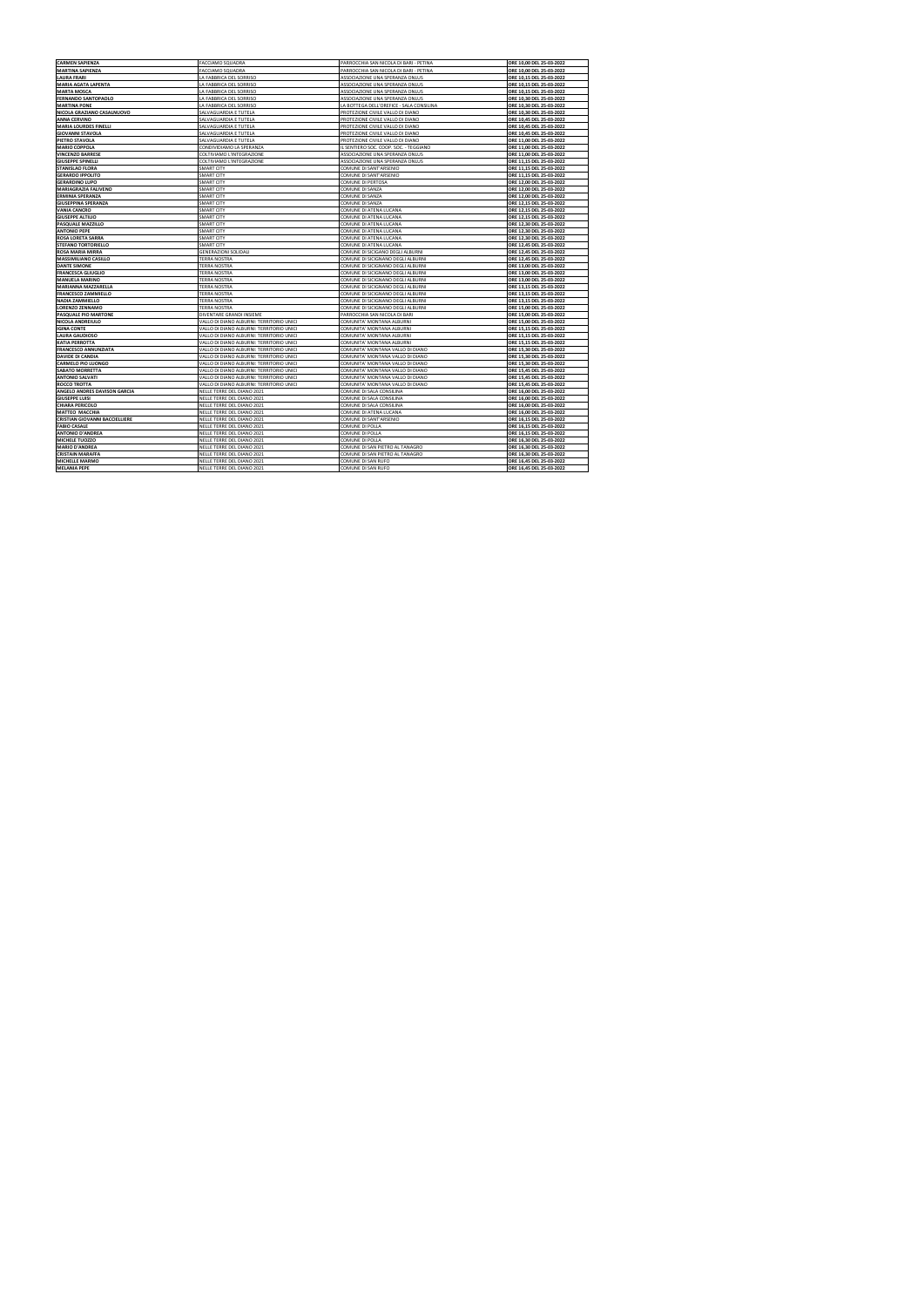| | | | |
|---|---|---|---|
| **CARMEN SAPIENZA** | FACCIAMO SQUADRA | PARROCCHIA SAN NICOLA DI BARI - PETINA | **ORE 10,00 DEL 25-03-2022** |
| **MARTINA SAPIENZA** | FACCIAMO SQUADRA | PARROCCHIA SAN NICOLA DI BARI - PETINA | **ORE 10,00 DEL 25-03-2022** |
| **LAURA FRARI** | LA FABBRICA DEL SORRISO | ASSOCIAZIONE UNA SPERANZA ONLUS | **ORE 10,15 DEL 25-03-2022** |
| **MARIA AGATA LAPENTA** | LA FABBRICA DEL SORRISO | ASSOCIAZIONE UNA SPERANZA ONLUS | **ORE 10,15 DEL 25-03-2022** |
| **MARTA MOSCA** | LA FABBRICA DEL SORRISO | ASSOCIAZIONE UNA SPERANZA ONLUS | **ORE 10,15 DEL 25-03-2022** |
| **FERNANDO SANTOPAOLO** | LA FABBRICA DEL SORRISO | ASSOCIAZIONE UNA SPERANZA ONLUS | **ORE 10,30 DEL 25-03-2022** |
| **MARTINA PONE** | LA FABBRICA DEL SORRISO | LA BOTTEGA DELL'OREFICE - SALA CONSILINA | **ORE 10,30 DEL 25-03-2022** |
| **NICOLA GRAZIANO CASALNUOVO** | SALVAGUARDIA E TUTELA | PROTEZIONE CIVILE VALLO DI DIANO | **ORE 10,30 DEL 25-03-2022** |
| **ANNA CERVINO** | SALVAGUARDIA E TUTELA | PROTEZIONE CIVILE VALLO DI DIANO | **ORE 10,45 DEL 25-03-2022** |
| **MARIA LOURDES FINELLI** | SALVAGUARDIA E TUTELA | PROTEZIONE CIVILE VALLO DI DIANO | **ORE 10,45 DEL 25-03-2022** |
| **GIOVANNI STAVOLA** | SALVAGUARDIA E TUTELA | PROTEZIONE CIVILE VALLO DI DIANO | **ORE 10,45 DEL 25-03-2022** |
| **PIETRO STAVOLA** | SALVAGUARDIA E TUTELA | PROTEZIONE CIVILE VALLO DI DIANO | **ORE 11,00 DEL 25-03-2022** |
| **MARIO COPPOLA** | CONDIVIDIAMO LA SPERANZA | IL SENTIERO SOC. COOP. SOC. - TEGGIANO | **ORE 11,00 DEL 25-03-2022** |
| **VINCENZO BARRESE** | COLTIVIAMO L'INTEGRAZIONE | ASSOCIAZIONE UNA SPERANZA ONLUS | **ORE 11,00 DEL 25-03-2022** |
| **GIUSEPPE SPINELLI** | COLTIVIAMO L'INTEGRAZIONE | ASSOCIAZIONE UNA SPERANZA ONLUS | **ORE 11,15 DEL 25-03-2022** |
| **STANISLAO FLORA** | SMART CITY | COMUNE DI SANT'ARSENIO | **ORE 11,15 DEL 25-03-2022** |
| **GERARDO IPPOLITO** | SMART CITY | COMUNE DI SANT'ARSENIO | **ORE 11,15 DEL 25-03-2022** |
| **GERARDINO LUPO** | SMART CITY | COMUNE DI PERTOSA | **ORE 12,00 DEL 25-03-2022** |
| **MARIAGRAZIA FALIVENO** | SMART CITY | COMUNE DI SANZA | **ORE 12,00 DEL 25-03-2022** |
| **ERMINIA SPERANZA** | SMART CITY | COMUNE DI SANZA | **ORE 12,00 DEL 25-03-2022** |
| **GIUSEPPINA SPERANZA** | SMART CITY | COMUNE DI SANZA | **ORE 12,15 DEL 25-03-2022** |
| **VANIA CANCRO** | SMART CITY | COMUNE DI ATENA LUCANA | **ORE 12,15 DEL 25-03-2022** |
| **GIUSEPPE ALTILIO** | SMART CITY | COMUNE DI ATENA LUCANA | **ORE 12,15 DEL 25-03-2022** |
| **PASQUALE MAZZILLO** | SMART CITY | COMUNE DI ATENA LUCANA | **ORE 12,30 DEL 25-03-2022** |
| **ANTONIO PEPE** | SMART CITY | COMUNE DI ATENA LUCANA | **ORE 12,30 DEL 25-03-2022** |
| **ROSA LORETA SARRA** | SMART CITY | COMUNE DI ATENA LUCANA | **ORE 12,30 DEL 25-03-2022** |
| **STEFANO TORTORIELLO** | SMART CITY | COMUNE DI ATENA LUCANA | **ORE 12,45 DEL 25-03-2022** |
| **ROSA MARIA MIRRA** | GENERAZIONI SOLIDALI | COMUNE DI SICIGNANO DEGLI ALBURNI | **ORE 12,45 DEL 25-03-2022** |
| **MASSIMILIANO CASILLO** | TERRA NOSTRA | COMUNE DI SICIGNANO DEGLI ALBURNI | **ORE 12,45 DEL 25-03-2022** |
| **DANTE SIMONE** | TERRA NOSTRA | COMUNE DI SICIGNANO DEGLI ALBURNI | **ORE 13,00 DEL 25-03-2022** |
| **FRANCESCA GIUGLIO** | TERRA NOSTRA | COMUNE DI SICIGNANO DEGLI ALBURNI | **ORE 13,00 DEL 25-03-2022** |
| **MANUELA MARINO** | TERRA NOSTRA | COMUNE DI SICIGNANO DEGLI ALBURNI | **ORE 13,00 DEL 25-03-2022** |
| **MARIANNA MAZZARELLA** | TERRA NOSTRA | COMUNE DI SICIGNANO DEGLI ALBURNI | **ORE 13,15 DEL 25-03-2022** |
| **FRANCESCO ZAMMIELLO** | TERRA NOSTRA | COMUNE DI SICIGNANO DEGLI ALBURNI | **ORE 13,15 DEL 25-03-2022** |
| **NADIA ZAMMIELLO** | TERRA NOSTRA | COMUNE DI SICIGNANO DEGLI ALBURNI | **ORE 13,15 DEL 25-03-2022** |
| **LORENZO ZENNAMO** | TERRA NOSTRA | COMUNE DI SICIGNANO DEGLI ALBURNI | **ORE 15,00 DEL 25-03-2022** |
| **PASQUALE PIO MARTONE** | DIVENTARE GRANDI INSIEME | PARROCCHIA SAN NICOLA DI BARI | **ORE 15,00 DEL 25-03-2022** |
| **NICOLA ANDREULO** | VALLO DI DIANO ALBURNI: TERRITORIO UNICI | COMUNITA' MONTANA ALBURNI | **ORE 15,00 DEL 25-03-2022** |
| **IGINA CONTE** | VALLO DI DIANO ALBURNI: TERRITORIO UNICI | COMUNITA' MONTANA ALBURNI | **ORE 15,15 DEL 25-03-2022** |
| **LAURA GAUDIOSO** | VALLO DI DIANO ALBURNI: TERRITORIO UNICI | COMUNITA' MONTANA ALBURNI | **ORE 15,15 DEL 25-03-2022** |
| **KATIA PERROTTA** | VALLO DI DIANO ALBURNI: TERRITORIO UNICI | COMUNITA' MONTANA ALBURNI | **ORE 15,15 DEL 25-03-2022** |
| **FRANCESCO ANNUNZIATA** | VALLO DI DIANO ALBURNI: TERRITORIO UNICI | COMUNITA' MONTANA VALLO DI DIANO | **ORE 15,30 DEL 25-03-2022** |
| **DAVIDE DI CANDIA** | VALLO DI DIANO ALBURNI: TERRITORIO UNICI | COMUNITA' MONTANA VALLO DI DIANO | **ORE 15,30 DEL 25-03-2022** |
| **CARMELO PIO LUONGO** | VALLO DI DIANO ALBURNI: TERRITORIO UNICI | COMUNITA' MONTANA VALLO DI DIANO | **ORE 15,30 DEL 25-03-2022** |
| **SABATO MORRETTA** | VALLO DI DIANO ALBURNI: TERRITORIO UNICI | COMUNITA' MONTANA VALLO DI DIANO | **ORE 15,45 DEL 25-03-2022** |
| **ANTONIO SALVATI** | VALLO DI DIANO ALBURNI: TERRITORIO UNICI | COMUNITA' MONTANA VALLO DI DIANO | **ORE 15,45 DEL 25-03-2022** |
| **ROCCO TROTTA** | VALLO DI DIANO ALBURNI: TERRITORIO UNICI | COMUNITA' MONTANA VALLO DI DIANO | **ORE 15,45 DEL 25-03-2022** |
| **ANGELO ANDRES DAVISON GARCIA** | NELLE TERRE DEL DIANO 2021 | COMUNE DI SALA CONSILINA | **ORE 16,00 DEL 25-03-2022** |
| **GIUSEPPE LUISI** | NELLE TERRE DEL DIANO 2021 | COMUNE DI SALA CONSILINA | **ORE 16,00 DEL 25-03-2022** |
| **CHIARA PERICOLO** | NELLE TERRE DEL DIANO 2021 | COMUNE DI SALA CONSILINA | **ORE 16,00 DEL 25-03-2022** |
| **MATTEO MACCHIA** | NELLE TERRE DEL DIANO 2021 | COMUNE DI ATENA LUCANA | **ORE 16,00 DEL 25-03-2022** |
| **CRISTIAN GIOVANNI BACCIELLIERE** | NELLE TERRE DEL DIANO 2021 | COMUNE DI SANT'ARSENIO | **ORE 16,15 DEL 25-03-2022** |
| **FABIO CASALE** | NELLE TERRE DEL DIANO 2021 | COMUNE DI POLLA | **ORE 16,15 DEL 25-03-2022** |
| **ANTONIO D'ANDREA** | NELLE TERRE DEL DIANO 2021 | COMUNE DI POLLA | **ORE 16,15 DEL 25-03-2022** |
| **MICHELE TUOZZO** | NELLE TERRE DEL DIANO 2021 | COMUNE DI POLLA | **ORE 16,30 DEL 25-03-2022** |
| **MARIO D'ANDREA** | NELLE TERRE DEL DIANO 2021 | COMUNE DI SAN PIETRO AL TANAGRO | **ORE 16,30 DEL 25-03-2022** |
| **CRISTAIN MARAFFA** | NELLE TERRE DEL DIANO 2021 | COMUNE DI SAN PIETRO AL TANAGRO | **ORE 16,30 DEL 25-03-2022** |
| **MICHELLE MARMO** | NELLE TERRE DEL DIANO 2021 | COMUNE DI SAN RUFO | **ORE 16,45 DEL 25-03-2022** |
| **MELANIA PEPE** | NELLE TERRE DEL DIANO 2021 | COMUNE DI SAN RUFO | **ORE 16,45 DEL 25-03-2022** |